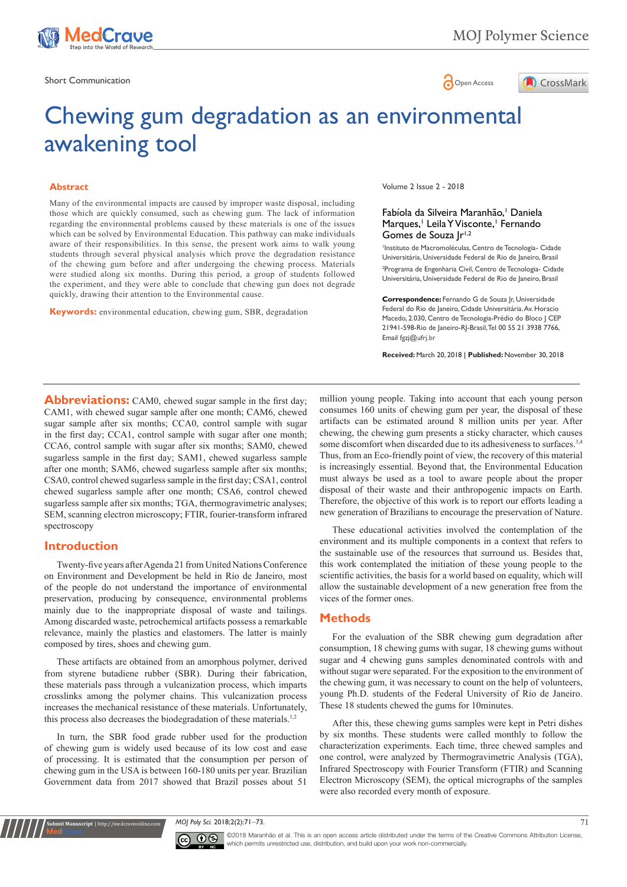Short Communication

# Chewing gum degradation as an environmental awakening tool

Volume 2 Issue 2 - 2018

Fabíola da Silveira Maranhão,[1] Daniela Marques,[1] Leila Y Visconte,[1] Fernando Gomes de Souza Jr[1,2]

[1]Instituto de Macromoléculas, Centro de Tecnologia- Cidade Universitária, Universidade Federal de Rio de Janeiro, Brasil

[2]Programa de Engenharia Civil, Centro de Tecnologia- Cidade Universitária, Universidade Federal de Rio de Janeiro, Brasil

**Correspondence:** Fernando G de Souza Jr, Universidade Federal do Rio de Janeiro, Cidade Universitária. Av. Horacio Macedo, 2.030, Centro de Tecnologia-Prédio do Bloco J CEP 21941-598-Rio de Janeiro-RJ-Brasil, Tel 00 55 21 3938 7766, Email fgzj@ufrj.br

**Received:** March 20, 2018 | **Published:** November 30, 2018

## Abstract

Many of the environmental impacts are caused by improper waste disposal, including those which are quickly consumed, such as chewing gum. The lack of information regarding the environmental problems caused by these materials is one of the issues which can be solved by Environmental Education. This pathway can make individuals aware of their responsibilities. In this sense, the present work aims to walk young students through several physical analysis which prove the degradation resistance of the chewing gum before and after undergoing the chewing process. Materials were studied along six months. During this period, a group of students followed the experiment, and they were able to conclude that chewing gun does not degrade quickly, drawing their attention to the Environmental cause.

**Keywords:** environmental education, chewing gum, SBR, degradation

**Abbreviations:** CAM0, chewed sugar sample in the first day; CAM1, with chewed sugar sample after one month; CAM6, chewed sugar sample after six months; CCA0, control sample with sugar in the first day; CCA1, control sample with sugar after one month; CCA6, control sample with sugar after six months; SAM0, chewed sugarless sample in the first day; SAM1, chewed sugarless sample after one month; SAM6, chewed sugarless sample after six months; CSA0, control chewed sugarless sample in the first day; CSA1, control chewed sugarless sample after one month; CSA6, control chewed sugarless sample after six months; TGA, thermogravimetric analyses; SEM, scanning electron microscopy; FTIR, fourier-transform infrared spectroscopy

## Introduction

Twenty-five years after Agenda 21 from United Nations Conference on Environment and Development be held in Rio de Janeiro, most of the people do not understand the importance of environmental preservation, producing by consequence, environmental problems mainly due to the inappropriate disposal of waste and tailings. Among discarded waste, petrochemical artifacts possess a remarkable relevance, mainly the plastics and elastomers. The latter is mainly composed by tires, shoes and chewing gum.

These artifacts are obtained from an amorphous polymer, derived from styrene butadiene rubber (SBR). During their fabrication, these materials pass through a vulcanization process, which imparts crosslinks among the polymer chains. This vulcanization process increases the mechanical resistance of these materials. Unfortunately, this process also decreases the biodegradation of these materials.[1,2]

In turn, the SBR food grade rubber used for the production of chewing gum is widely used because of its low cost and ease of processing. It is estimated that the consumption per person of chewing gum in the USA is between 160-180 units per year. Brazilian Government data from 2017 showed that Brazil posses about 51 million young people. Taking into account that each young person consumes 160 units of chewing gum per year, the disposal of these artifacts can be estimated around 8 million units per year. After chewing, the chewing gum presents a sticky character, which causes some discomfort when discarded due to its adhesiveness to surfaces.[3,4] Thus, from an Eco-friendly point of view, the recovery of this material is increasingly essential. Beyond that, the Environmental Education must always be used as a tool to aware people about the proper disposal of their waste and their anthropogenic impacts on Earth. Therefore, the objective of this work is to report our efforts leading a new generation of Brazilians to encourage the preservation of Nature.

These educational activities involved the contemplation of the environment and its multiple components in a context that refers to the sustainable use of the resources that surround us. Besides that, this work contemplated the initiation of these young people to the scientific activities, the basis for a world based on equality, which will allow the sustainable development of a new generation free from the vices of the former ones.

## Methods

For the evaluation of the SBR chewing gum degradation after consumption, 18 chewing gums with sugar, 18 chewing gums without sugar and 4 chewing guns samples denominated controls with and without sugar were separated. For the exposition to the environment of the chewing gum, it was necessary to count on the help of volunteers, young Ph.D. students of the Federal University of Rio de Janeiro. These 18 students chewed the gums for 10minutes.

After this, these chewing gums samples were kept in Petri dishes by six months. These students were called monthly to follow the characterization experiments. Each time, three chewed samples and one control, were analyzed by Thermogravimetric Analysis (TGA), Infrared Spectroscopy with Fourier Transform (FTIR) and Scanning Electron Microscopy (SEM), the optical micrographs of the samples were also recorded every month of exposure.

©2018 Maranhão et al. This is an open access article distributed under the terms of the Creative Commons Attribution License, which permits unrestricted use, distribution, and build upon your work non-commercially.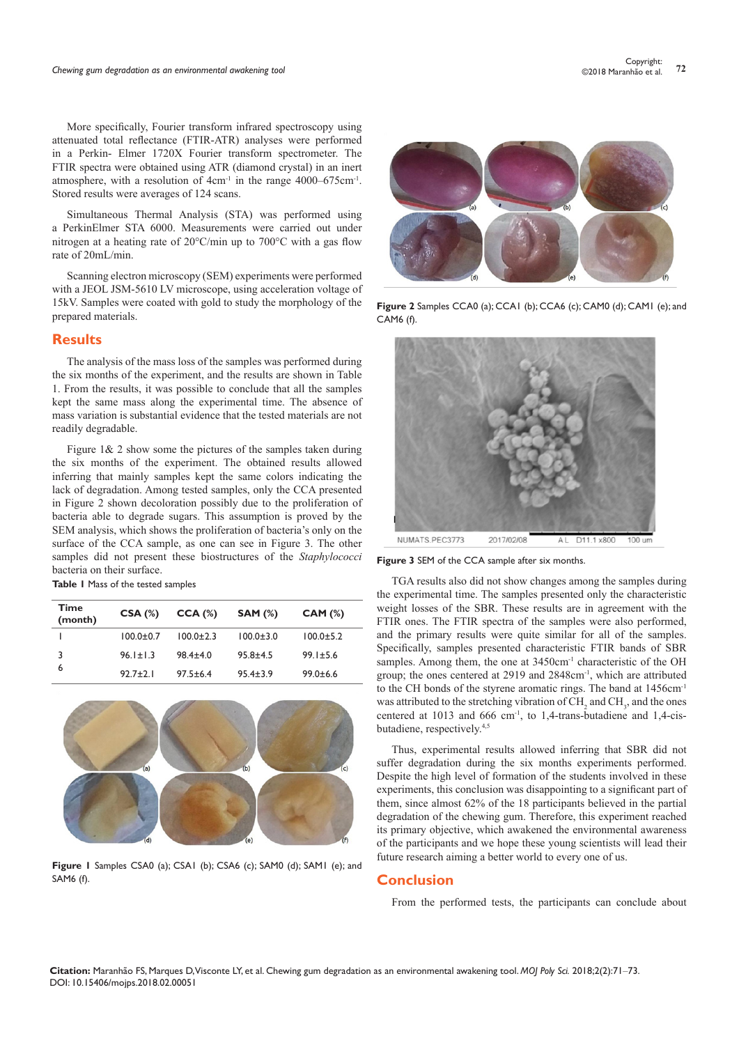More specifically, Fourier transform infrared spectroscopy using attenuated total reflectance (FTIR-ATR) analyses were performed in a Perkin- Elmer 1720X Fourier transform spectrometer. The FTIR spectra were obtained using ATR (diamond crystal) in an inert atmosphere, with a resolution of 4cm$^{-1}$ in the range 4000–675cm$^{-1}$. Stored results were averages of 124 scans.

Simultaneous Thermal Analysis (STA) was performed using a PerkinElmer STA 6000. Measurements were carried out under nitrogen at a heating rate of 20°C/min up to 700°C with a gas flow rate of 20mL/min.

Scanning electron microscopy (SEM) experiments were performed with a JEOL JSM-5610 LV microscope, using acceleration voltage of 15kV. Samples were coated with gold to study the morphology of the prepared materials.

## Results

The analysis of the mass loss of the samples was performed during the six months of the experiment, and the results are shown in Table 1. From the results, it was possible to conclude that all the samples kept the same mass along the experimental time. The absence of mass variation is substantial evidence that the tested materials are not readily degradable.

Figure 1& 2 show some the pictures of the samples taken during the six months of the experiment. The obtained results allowed inferring that mainly samples kept the same colors indicating the lack of degradation. Among tested samples, only the CCA presented in Figure 2 shown decoloration possibly due to the proliferation of bacteria able to degrade sugars. This assumption is proved by the SEM analysis, which shows the proliferation of bacteria's only on the surface of the CCA sample, as one can see in Figure 3. The other samples did not present these biostructures of the *Staphylococci* bacteria on their surface.

**Table 1** Mass of the tested samples

| Time (month) | CSA (%) | CCA (%) | SAM (%) | CAM (%) |
|---|---|---|---|---|
| 1 | 100.0±0.7 | 100.0±2.3 | 100.0±3.0 | 100.0±5.2 |
| 3 | 96.1±1.3 | 98.4±4.0 | 95.8±4.5 | 99.1±5.6 |
| 6 | 92.7±2.1 | 97.5±6.4 | 95.4±3.9 | 99.0±6.6 |

**Figure 1** Samples CSA0 (a); CSA1 (b); CSA6 (c); SAM0 (d); SAM1 (e); and SAM6 (f).

**Figure 2** Samples CCA0 (a); CCA1 (b); CCA6 (c); CAM0 (d); CAM1 (e); and CAM6 (f).

**Figure 3** SEM of the CCA sample after six months.

TGA results also did not show changes among the samples during the experimental time. The samples presented only the characteristic weight losses of the SBR. These results are in agreement with the FTIR ones. The FTIR spectra of the samples were also performed, and the primary results were quite similar for all of the samples. Specifically, samples presented characteristic FTIR bands of SBR samples. Among them, the one at 3450cm$^{-1}$ characteristic of the OH group; the ones centered at 2919 and 2848cm$^{-1}$, which are attributed to the CH bonds of the styrene aromatic rings. The band at 1456cm$^{-1}$ was attributed to the stretching vibration of $CH_2$ and $CH_3$, and the ones centered at 1013 and 666 cm$^{-1}$, to 1,4-trans-butadiene and 1,4-cis-butadiene, respectively.[4,5]

Thus, experimental results allowed inferring that SBR did not suffer degradation during the six months experiments performed. Despite the high level of formation of the students involved in these experiments, this conclusion was disappointing to a significant part of them, since almost 62% of the 18 participants believed in the partial degradation of the chewing gum. Therefore, this experiment reached its primary objective, which awakened the environmental awareness of the participants and we hope these young scientists will lead their future research aiming a better world to every one of us.

## Conclusion

From the performed tests, the participants can conclude about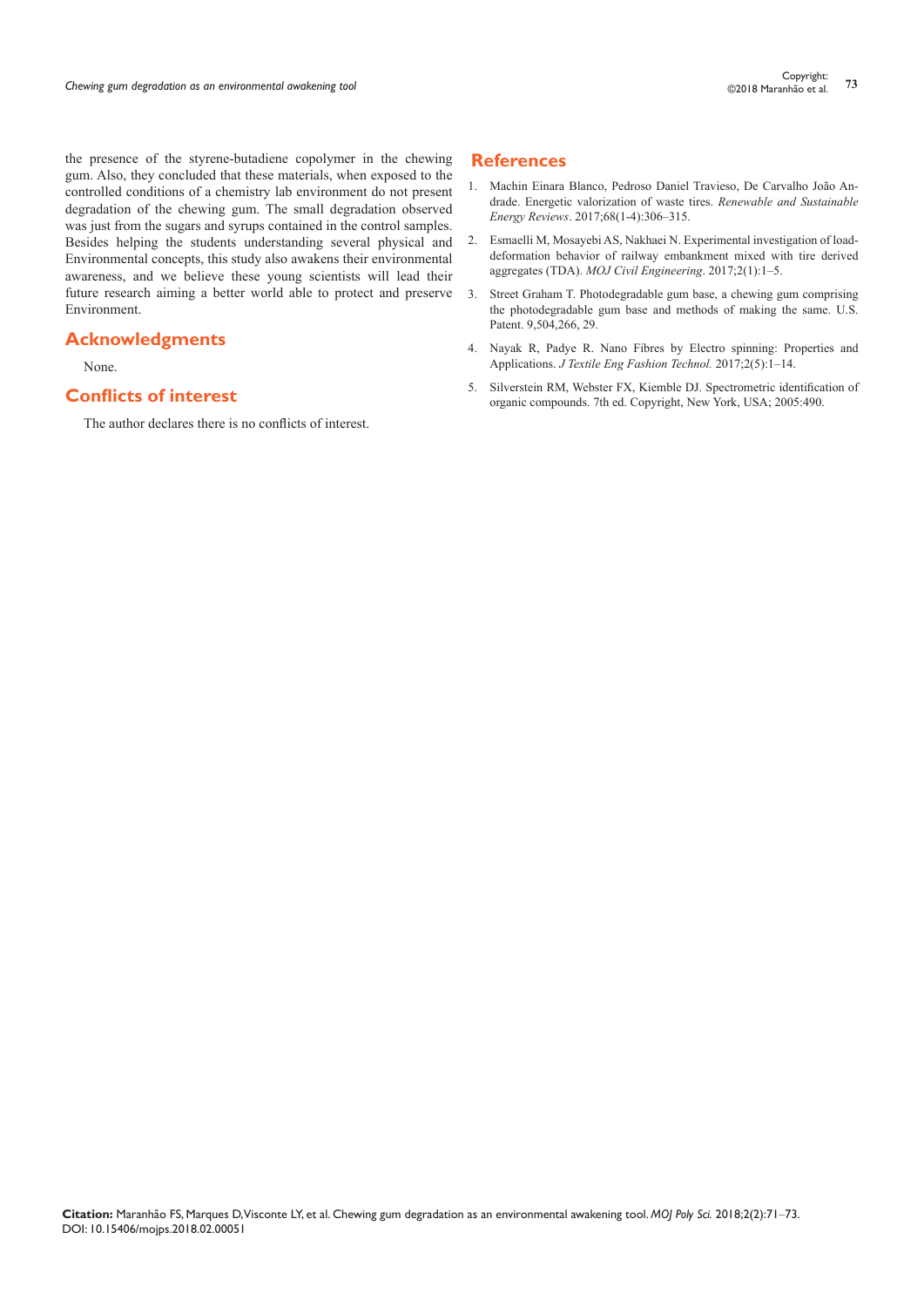the presence of the styrene-butadiene copolymer in the chewing gum. Also, they concluded that these materials, when exposed to the controlled conditions of a chemistry lab environment do not present degradation of the chewing gum. The small degradation observed was just from the sugars and syrups contained in the control samples. Besides helping the students understanding several physical and Environmental concepts, this study also awakens their environmental awareness, and we believe these young scientists will lead their future research aiming a better world able to protect and preserve Environment.

## Acknowledgments

None.

## Conflicts of interest

The author declares there is no conflicts of interest.

## References

1. Machin Einara Blanco, Pedroso Daniel Travieso, De Carvalho João Andrade. Energetic valorization of waste tires. *Renewable and Sustainable Energy Reviews*. 2017;68(1-4):306–315.
2. Esmaelli M, Mosayebi AS, Nakhaei N. Experimental investigation of load-deformation behavior of railway embankment mixed with tire derived aggregates (TDA). *MOJ Civil Engineering*. 2017;2(1):1–5.
3. Street Graham T. Photodegradable gum base, a chewing gum comprising the photodegradable gum base and methods of making the same. U.S. Patent. 9,504,266, 29.
4. Nayak R, Padye R. Nano Fibres by Electro spinning: Properties and Applications. *J Textile Eng Fashion Technol.* 2017;2(5):1–14.
5. Silverstein RM, Webster FX, Kiemble DJ. Spectrometric identification of organic compounds. 7th ed. Copyright, New York, USA; 2005:490.

**Citation:** Maranhão FS, Marques D, Visconte LY, et al. Chewing gum degradation as an environmental awakening tool. *MOJ Poly Sci.* 2018;2(2):71–73. DOI: 10.15406/mojps.2018.02.00051